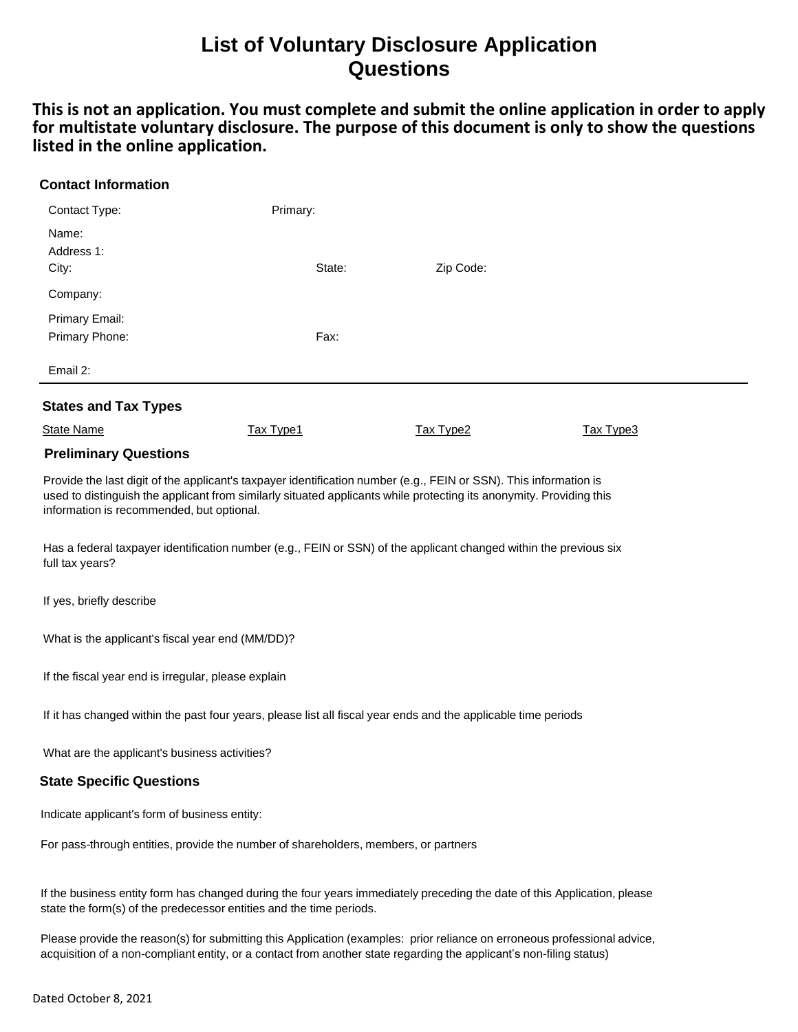# List of Voluntary Disclosure Application Questions

**This is not an application. You must complete and submit the online application in order to apply for multistate voluntary disclosure. The purpose of this document is only to show the questions listed in the online application.**

## Contact Information

Contact Type: Primary:

Name:

Address 1:

City: State: Zip Code:

Company:

Primary Email:

Primary Phone: Fax:

Email 2:

---

## States and Tax Types

| State Name | Tax Type1 | Tax Type2 | Tax Type3 |
| --- | --- | --- | --- |

## Preliminary Questions

Provide the last digit of the applicant's taxpayer identification number (e.g., FEIN or SSN). This information is used to distinguish the applicant from similarly situated applicants while protecting its anonymity. Providing this information is recommended, but optional.

Has a federal taxpayer identification number (e.g., FEIN or SSN) of the applicant changed within the previous six full tax years?

If yes, briefly describe

What is the applicant's fiscal year end (MM/DD)?

If the fiscal year end is irregular, please explain

If it has changed within the past four years, please list all fiscal year ends and the applicable time periods

What are the applicant's business activities?

## State Specific Questions

Indicate applicant's form of business entity:

For pass-through entities, provide the number of shareholders, members, or partners

If the business entity form has changed during the four years immediately preceding the date of this Application, please state the form(s) of the predecessor entities and the time periods.

Please provide the reason(s) for submitting this Application (examples: prior reliance on erroneous professional advice, acquisition of a non-compliant entity, or a contact from another state regarding the applicant's non-filing status)

Dated October 8, 2021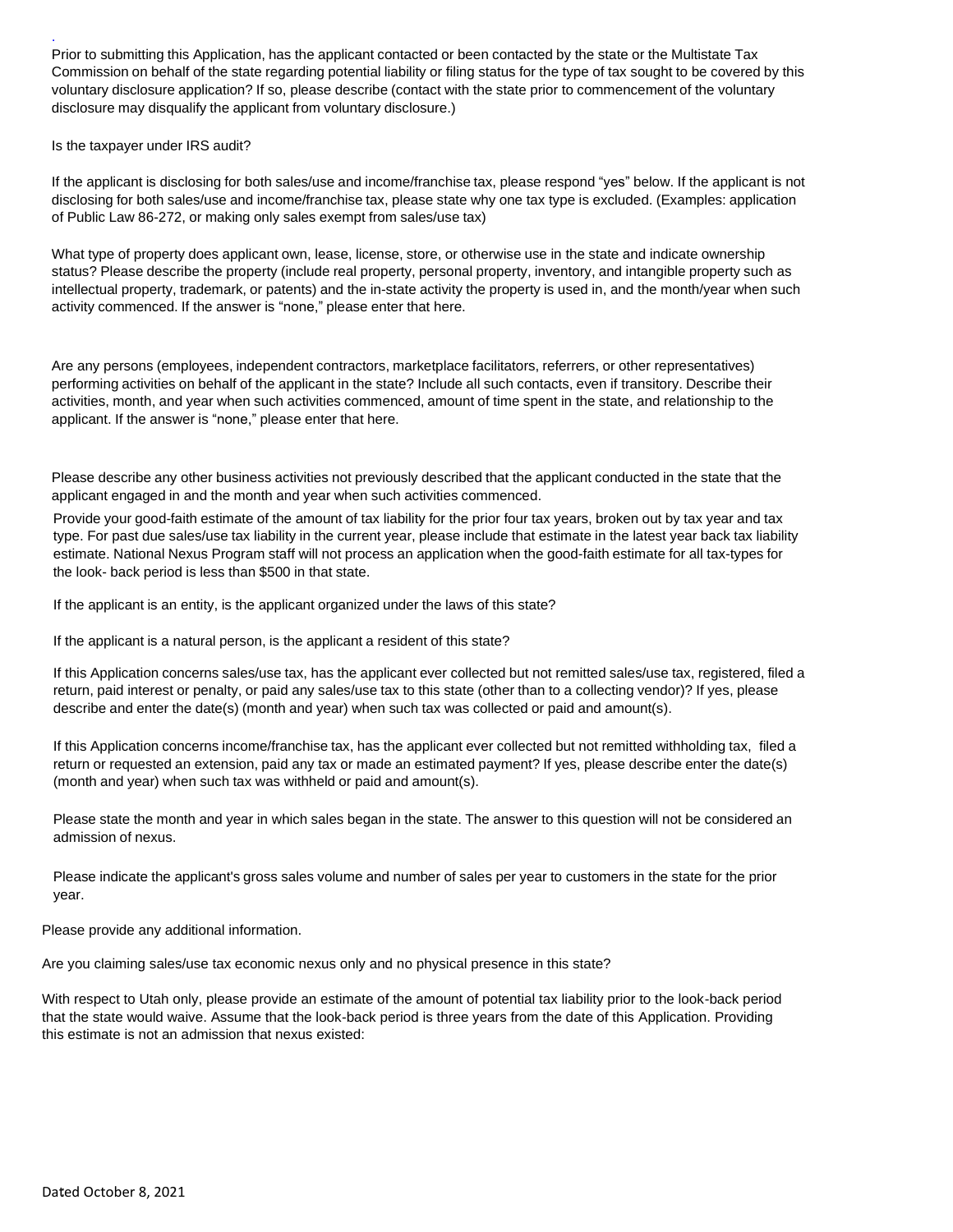Prior to submitting this Application, has the applicant contacted or been contacted by the state or the Multistate Tax Commission on behalf of the state regarding potential liability or filing status for the type of tax sought to be covered by this voluntary disclosure application? If so, please describe (contact with the state prior to commencement of the voluntary disclosure may disqualify the applicant from voluntary disclosure.)

Is the taxpayer under IRS audit?

If the applicant is disclosing for both sales/use and income/franchise tax, please respond "yes" below. If the applicant is not disclosing for both sales/use and income/franchise tax, please state why one tax type is excluded. (Examples: application of Public Law 86-272, or making only sales exempt from sales/use tax)

What type of property does applicant own, lease, license, store, or otherwise use in the state and indicate ownership status? Please describe the property (include real property, personal property, inventory, and intangible property such as intellectual property, trademark, or patents) and the in-state activity the property is used in, and the month/year when such activity commenced. If the answer is "none," please enter that here.

Are any persons (employees, independent contractors, marketplace facilitators, referrers, or other representatives) performing activities on behalf of the applicant in the state? Include all such contacts, even if transitory. Describe their activities, month, and year when such activities commenced, amount of time spent in the state, and relationship to the applicant. If the answer is "none," please enter that here.

Please describe any other business activities not previously described that the applicant conducted in the state that the applicant engaged in and the month and year when such activities commenced.

Provide your good-faith estimate of the amount of tax liability for the prior four tax years, broken out by tax year and tax type. For past due sales/use tax liability in the current year, please include that estimate in the latest year back tax liability estimate. National Nexus Program staff will not process an application when the good-faith estimate for all tax-types for the look- back period is less than $500 in that state.

If the applicant is an entity, is the applicant organized under the laws of this state?

If the applicant is a natural person, is the applicant a resident of this state?

If this Application concerns sales/use tax, has the applicant ever collected but not remitted sales/use tax, registered, filed a return, paid interest or penalty, or paid any sales/use tax to this state (other than to a collecting vendor)? If yes, please describe and enter the date(s) (month and year) when such tax was collected or paid and amount(s).

If this Application concerns income/franchise tax, has the applicant ever collected but not remitted withholding tax, filed a return or requested an extension, paid any tax or made an estimated payment? If yes, please describe enter the date(s) (month and year) when such tax was withheld or paid and amount(s).

Please state the month and year in which sales began in the state. The answer to this question will not be considered an admission of nexus.

Please indicate the applicant's gross sales volume and number of sales per year to customers in the state for the prior year.

Please provide any additional information.

Are you claiming sales/use tax economic nexus only and no physical presence in this state?

With respect to Utah only, please provide an estimate of the amount of potential tax liability prior to the look-back period that the state would waive. Assume that the look-back period is three years from the date of this Application. Providing this estimate is not an admission that nexus existed:

Dated October 8, 2021